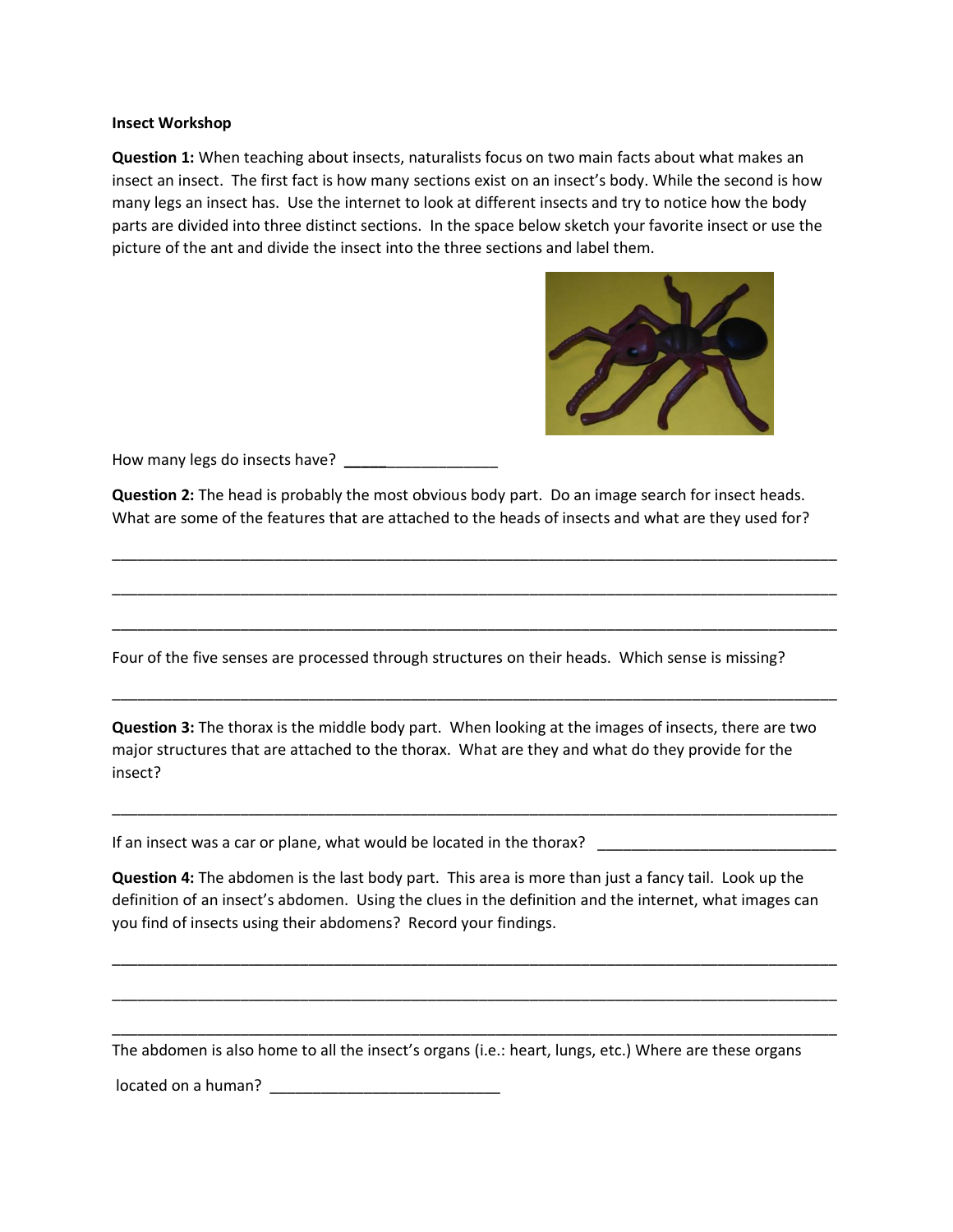**Insect Workshop**

**Question 1:** When teaching about insects, naturalists focus on two main facts about what makes an insect an insect. The first fact is how many sections exist on an insect's body. While the second is how many legs an insect has. Use the internet to look at different insects and try to notice how the body parts are divided into three distinct sections. In the space below sketch your favorite insect or use the picture of the ant and divide the insect into the three sections and label them.

How many legs do insects have? ___________________

**Question 2:** The head is probably the most obvious body part. Do an image search for insect heads. What are some of the features that are attached to the heads of insects and what are they used for?

______________________________________________________________________________

______________________________________________________________________________

______________________________________________________________________________

Four of the five senses are processed through structures on their heads. Which sense is missing?

______________________________________________________________________________

**Question 3:** The thorax is the middle body part. When looking at the images of insects, there are two major structures that are attached to the thorax. What are they and what do they provide for the insect?

______________________________________________________________________________

If an insect was a car or plane, what would be located in the thorax? ____________________________

**Question 4:** The abdomen is the last body part. This area is more than just a fancy tail. Look up the definition of an insect's abdomen. Using the clues in the definition and the internet, what images can you find of insects using their abdomens? Record your findings.

______________________________________________________________________________

______________________________________________________________________________

______________________________________________________________________________

The abdomen is also home to all the insect's organs (i.e.: heart, lungs, etc.) Where are these organs located on a human? ___________________________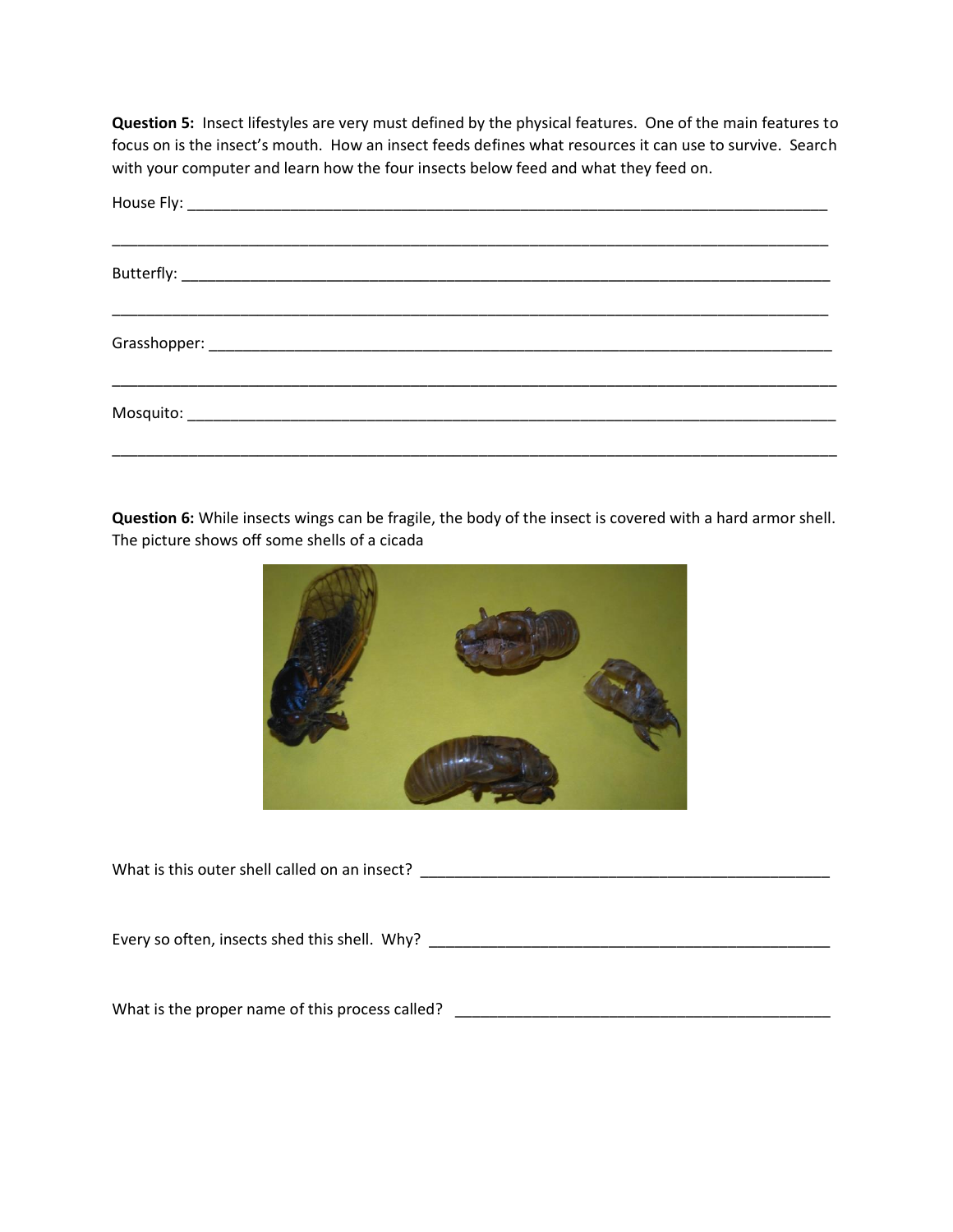**Question 5:** Insect lifestyles are very must defined by the physical features. One of the main features to focus on is the insect's mouth. How an insect feeds defines what resources it can use to survive. Search with your computer and learn how the four insects below feed and what they feed on.

House Fly: ___________________________________________________________________________

_____________________________________________________________________________________

Butterfly: ___________________________________________________________________________

_____________________________________________________________________________________

Grasshopper: ________________________________________________________________________

_____________________________________________________________________________________

Mosquito: ___________________________________________________________________________

_____________________________________________________________________________________

**Question 6:** While insects wings can be fragile, the body of the insect is covered with a hard armor shell. The picture shows off some shells of a cicada

What is this outer shell called on an insect? _____________________________________________

Every so often, insects shed this shell. Why? _____________________________________________

What is the proper name of this process called? ___________________________________________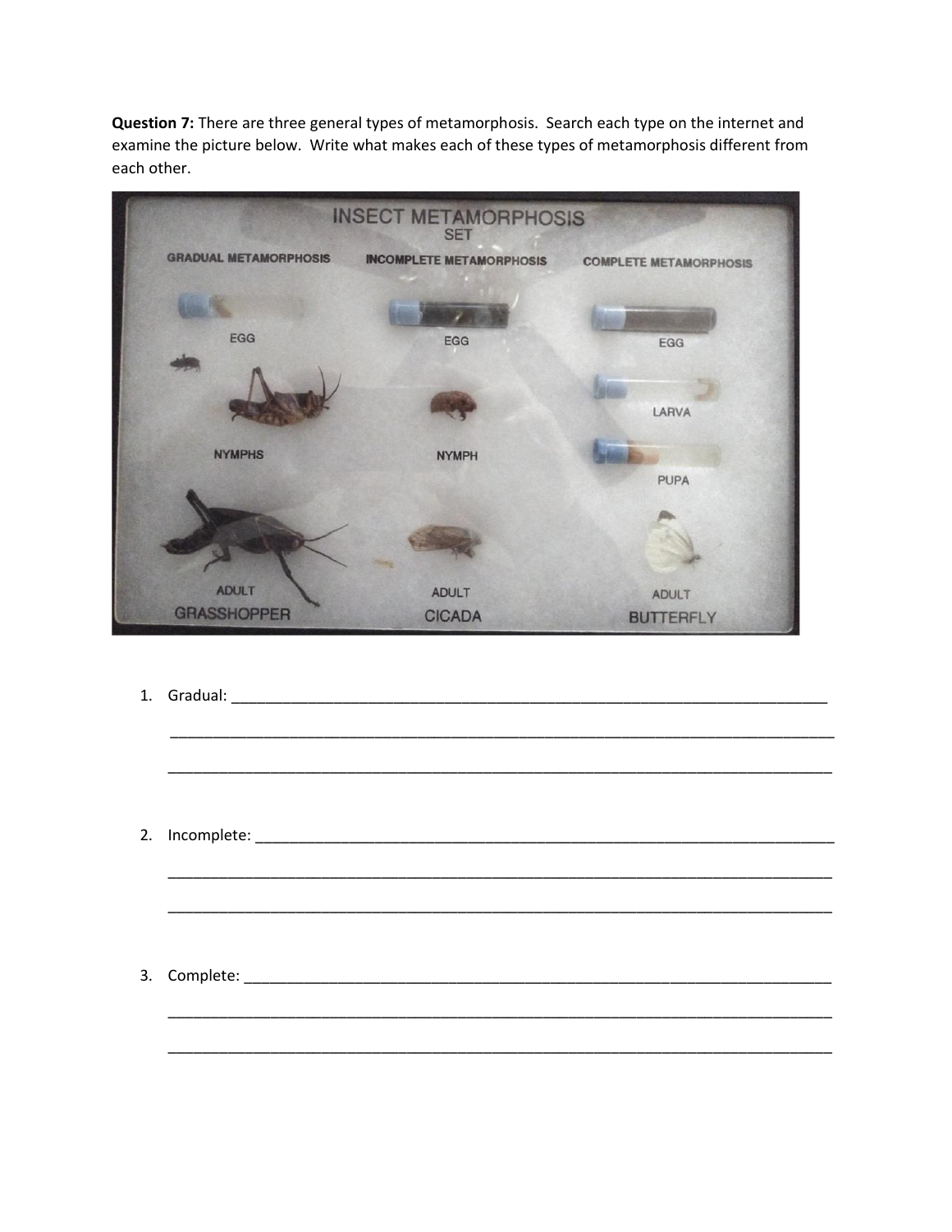**Question 7:** There are three general types of metamorphosis. Search each type on the internet and examine the picture below. Write what makes each of these types of metamorphosis different from each other.

INSECT METAMORPHOSIS SET

| GRADUAL METAMORPHOSIS | INCOMPLETE METAMORPHOSIS | COMPLETE METAMORPHOSIS |
| --- | --- | --- |
| EGG | EGG | EGG |
| NYMPHS | NYMPH | LARVA |
| | | PUPA |
| ADULT | ADULT | ADULT |
| GRASSHOPPER | CICADA | BUTTERFLY |

1. Gradual: ____________________________________________________________________________

 ____________________________________________________________________________

 ____________________________________________________________________________

2. Incomplete: ____________________________________________________________________________

 ____________________________________________________________________________

 ____________________________________________________________________________

3. Complete: ____________________________________________________________________________

 ____________________________________________________________________________

 ____________________________________________________________________________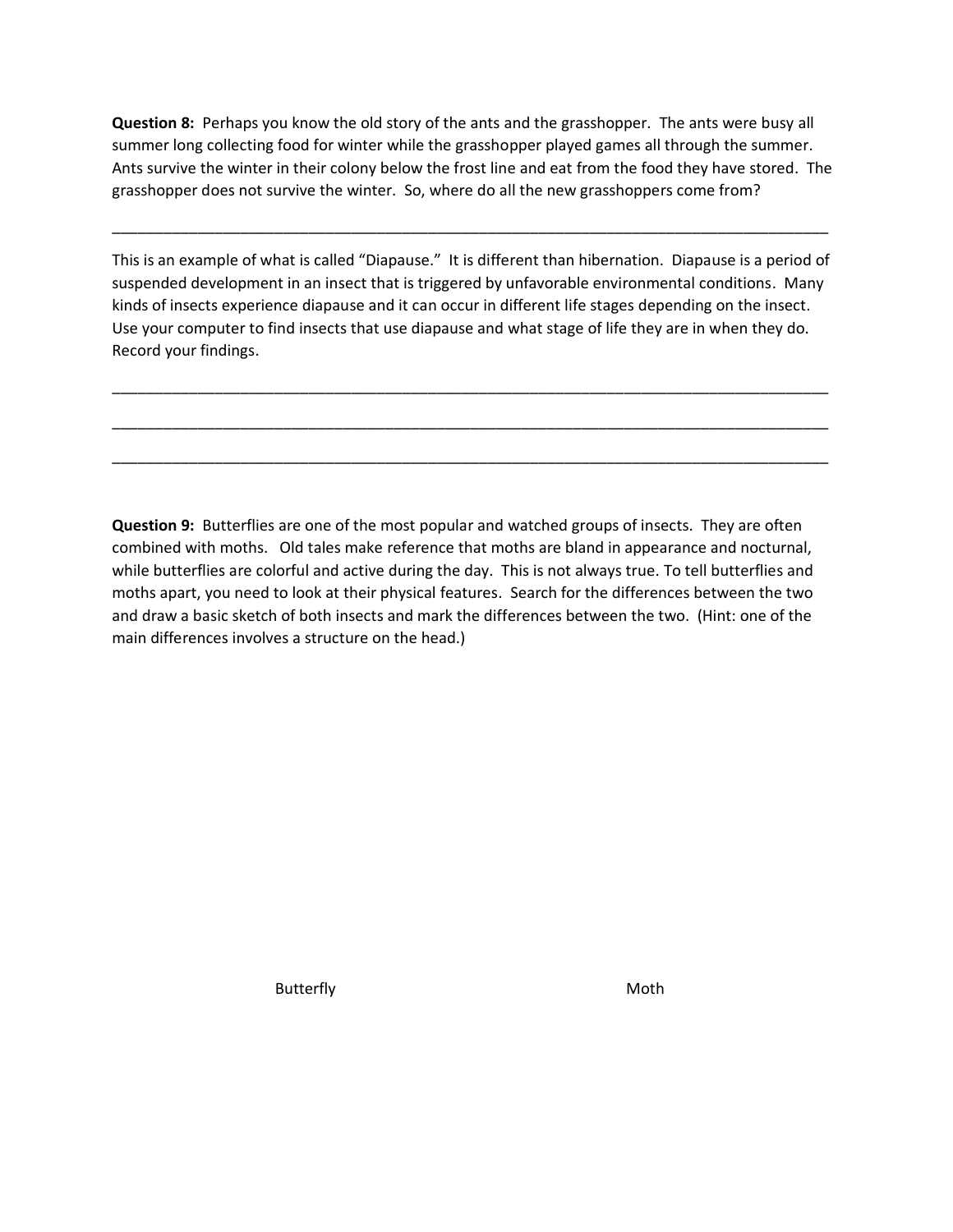**Question 8:** Perhaps you know the old story of the ants and the grasshopper. The ants were busy all summer long collecting food for winter while the grasshopper played games all through the summer. Ants survive the winter in their colony below the frost line and eat from the food they have stored. The grasshopper does not survive the winter. So, where do all the new grasshoppers come from?

_______________________________________________________________________________________

This is an example of what is called "Diapause." It is different than hibernation. Diapause is a period of suspended development in an insect that is triggered by unfavorable environmental conditions. Many kinds of insects experience diapause and it can occur in different life stages depending on the insect. Use your computer to find insects that use diapause and what stage of life they are in when they do. Record your findings.

_______________________________________________________________________________________

_______________________________________________________________________________________

_______________________________________________________________________________________

**Question 9:** Butterflies are one of the most popular and watched groups of insects. They are often combined with moths. Old tales make reference that moths are bland in appearance and nocturnal, while butterflies are colorful and active during the day. This is not always true. To tell butterflies and moths apart, you need to look at their physical features. Search for the differences between the two and draw a basic sketch of both insects and mark the differences between the two. (Hint: one of the main differences involves a structure on the head.)

Butterfly

Moth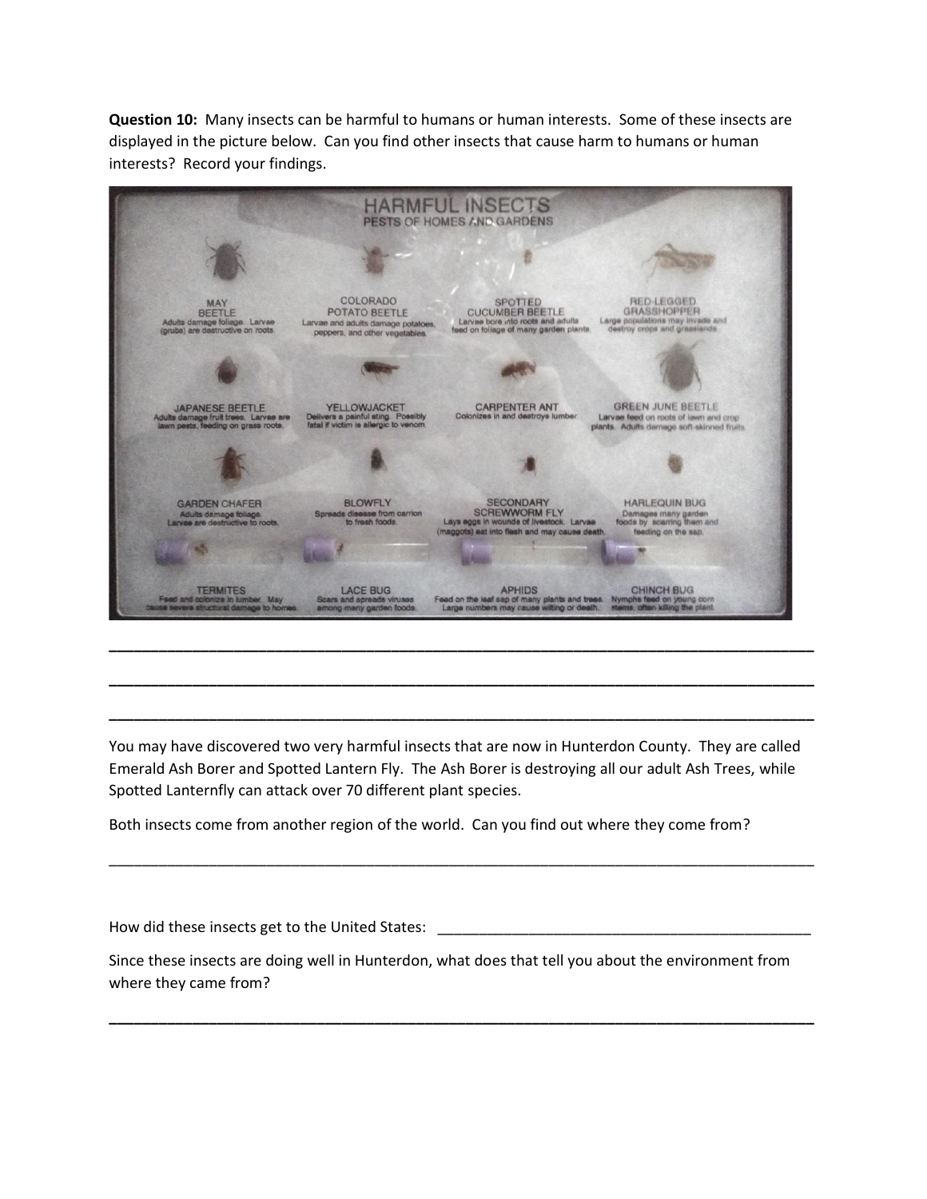**Question 10:** Many insects can be harmful to humans or human interests. Some of these insects are displayed in the picture below. Can you find other insects that cause harm to humans or human interests? Record your findings.

HARMFUL INSECTS
PESTS OF HOMES AND GARDENS

MAY BEETLE
Adults damage foliage. Larvae (grubs) are destructive on roots.

COLORADO POTATO BEETLE
Larvae and adults damage potatoes, peppers, and other vegetables.

SPOTTED CUCUMBER BEETLE
Larvae bore into roots and adults feed on foliage of many garden plants.

RED-LEGGED GRASSHOPPER
Large populations may invade and destroy crops and grasslands.

JAPANESE BEETLE
Adults damage fruit trees. Larvae are lawn pests, feeding on grass roots.

YELLOWJACKET
Delivers a painful sting. Possibly fatal if victim is allergic to venom.

CARPENTER ANT
Colonizes in and destroys lumber.

GREEN JUNE BEETLE
Larvae feed on roots of lawn and crop plants. Adults damage soft-skinned fruits.

GARDEN CHAFER
Adults damage foliage. Larvae are destructive to roots.

BLOWFLY
Spreads disease from carrion to fresh foods.

SECONDARY SCREWWORM FLY
Lays eggs in wounds of livestock. Larvae (maggots) eat into flesh and may cause death.

HARLEQUIN BUG
Damages many garden foods by scarring them and feeding on the sap.

TERMITES
Feed and colonize in lumber. May cause severe structural damage to homes.

LACE BUG
Scars and spreads viruses among many garden foods.

APHIDS
Feed on the leaf sap of many plants and trees. Large numbers may cause wilting or death.

CHINCH BUG
Nymphs feed on young corn stems, often killing the plant.

___________________________________________________________________________

___________________________________________________________________________

___________________________________________________________________________

You may have discovered two very harmful insects that are now in Hunterdon County. They are called Emerald Ash Borer and Spotted Lantern Fly. The Ash Borer is destroying all our adult Ash Trees, while Spotted Lanternfly can attack over 70 different plant species.

Both insects come from another region of the world. Can you find out where they come from?

___________________________________________________________________________

How did these insects get to the United States: ______________________________________

Since these insects are doing well in Hunterdon, what does that tell you about the environment from where they came from?

___________________________________________________________________________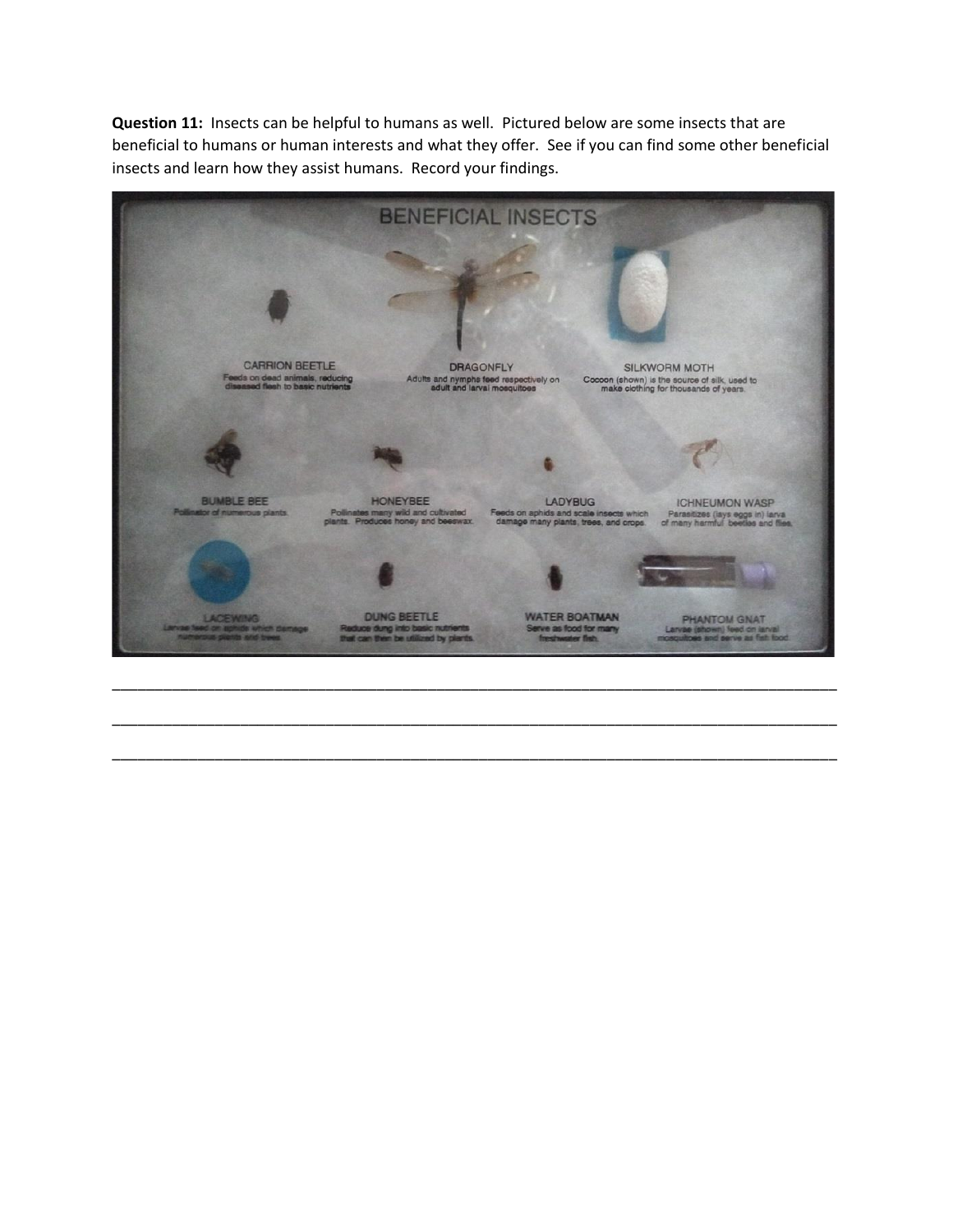**Question 11:** Insects can be helpful to humans as well. Pictured below are some insects that are beneficial to humans or human interests and what they offer. See if you can find some other beneficial insects and learn how they assist humans. Record your findings.

BENEFICIAL INSECTS

CARRION BEETLE
Feeds on dead animals, reducing diseased flesh to basic nutrients

DRAGONFLY
Adults and nymphs feed respectively on adult and larval mosquitoes

SILKWORM MOTH
Cocoon (shown) is the source of silk, used to make clothing for thousands of years.

BUMBLE BEE
Pollinator of numerous plants.

HONEYBEE
Pollinates many wild and cultivated plants. Produces honey and beeswax.

LADYBUG
Feeds on aphids and scale insects which damage many plants, trees, and crops.

ICHNEUMON WASP
Parasitizes (lays eggs in) larva of many harmful beetles and flies.

LACEWING
Larvae feed on aphids which damage numerous plants and trees.

DUNG BEETLE
Reduce dung into basic nutrients that can then be utilized by plants.

WATER BOATMAN
Serve as food for many freshwater fish.

PHANTOM GNAT
Larvae (shown) feed on larval mosquitoes and serve as fish food.

______________________________________________________________________________

______________________________________________________________________________

______________________________________________________________________________